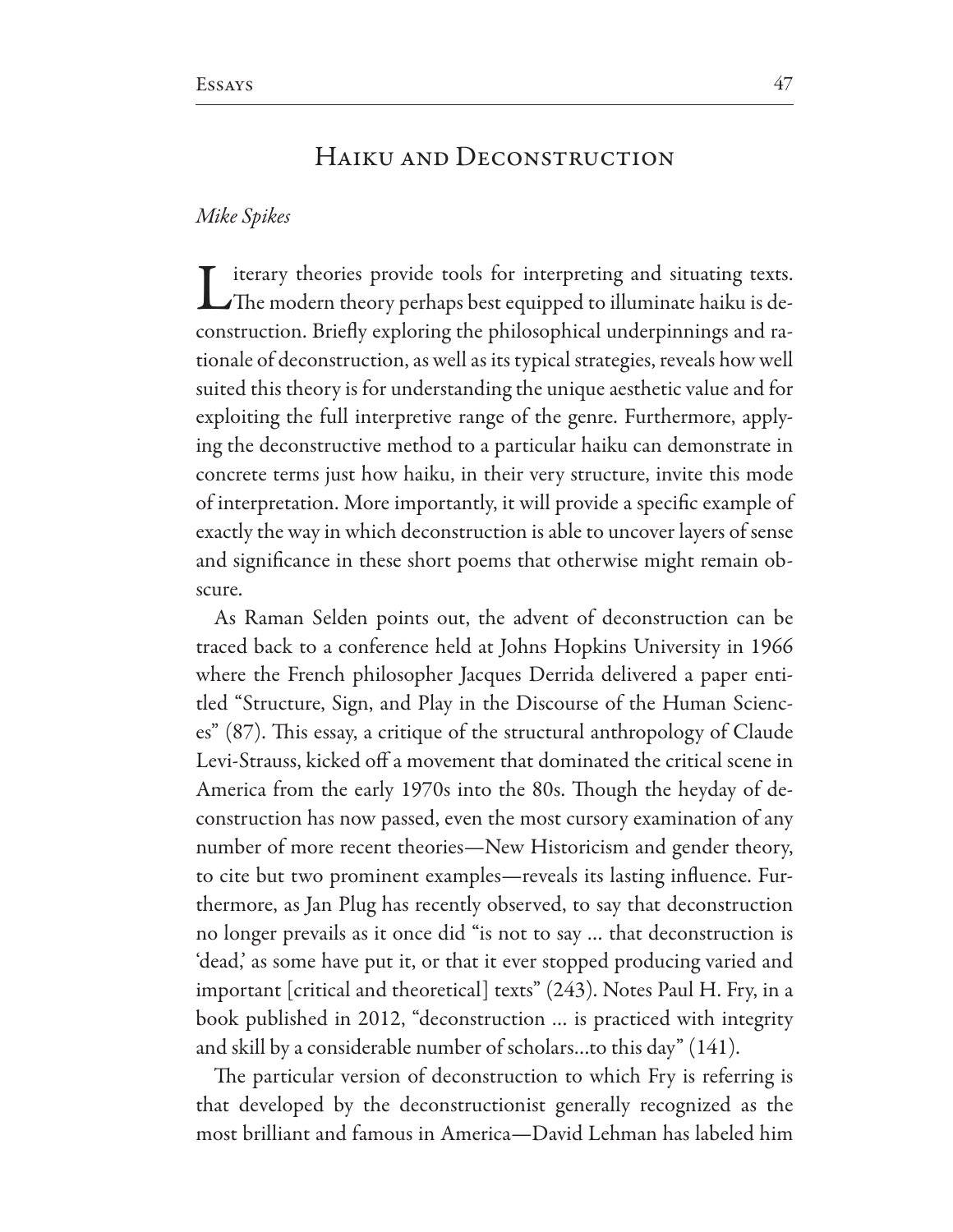# Haiku and Deconstruction

*Mike Spikes*

Literary theories provide tools for interpreting and situating texts. The modern theory perhaps best equipped to illuminate haiku is deconstruction. Briefly exploring the philosophical underpinnings and rationale of deconstruction, as well as its typical strategies, reveals how well suited this theory is for understanding the unique aesthetic value and for exploiting the full interpretive range of the genre. Furthermore, applying the deconstructive method to a particular haiku can demonstrate in concrete terms just how haiku, in their very structure, invite this mode of interpretation. More importantly, it will provide a specific example of exactly the way in which deconstruction is able to uncover layers of sense and significance in these short poems that otherwise might remain obscure.

As Raman Selden points out, the advent of deconstruction can be traced back to a conference held at Johns Hopkins University in 1966 where the French philosopher Jacques Derrida delivered a paper entitled "Structure, Sign, and Play in the Discourse of the Human Sciences" (87). This essay, a critique of the structural anthropology of Claude Levi-Strauss, kicked off a movement that dominated the critical scene in America from the early 1970s into the 80s. Though the heyday of deconstruction has now passed, even the most cursory examination of any number of more recent theories—New Historicism and gender theory, to cite but two prominent examples—reveals its lasting influence. Furthermore, as Jan Plug has recently observed, to say that deconstruction no longer prevails as it once did "is not to say ... that deconstruction is 'dead,' as some have put it, or that it ever stopped producing varied and important [critical and theoretical] texts" (243). Notes Paul H. Fry, in a book published in 2012, "deconstruction ... is practiced with integrity and skill by a considerable number of scholars...to this day" (141).

The particular version of deconstruction to which Fry is referring is that developed by the deconstructionist generally recognized as the most brilliant and famous in America—David Lehman has labeled him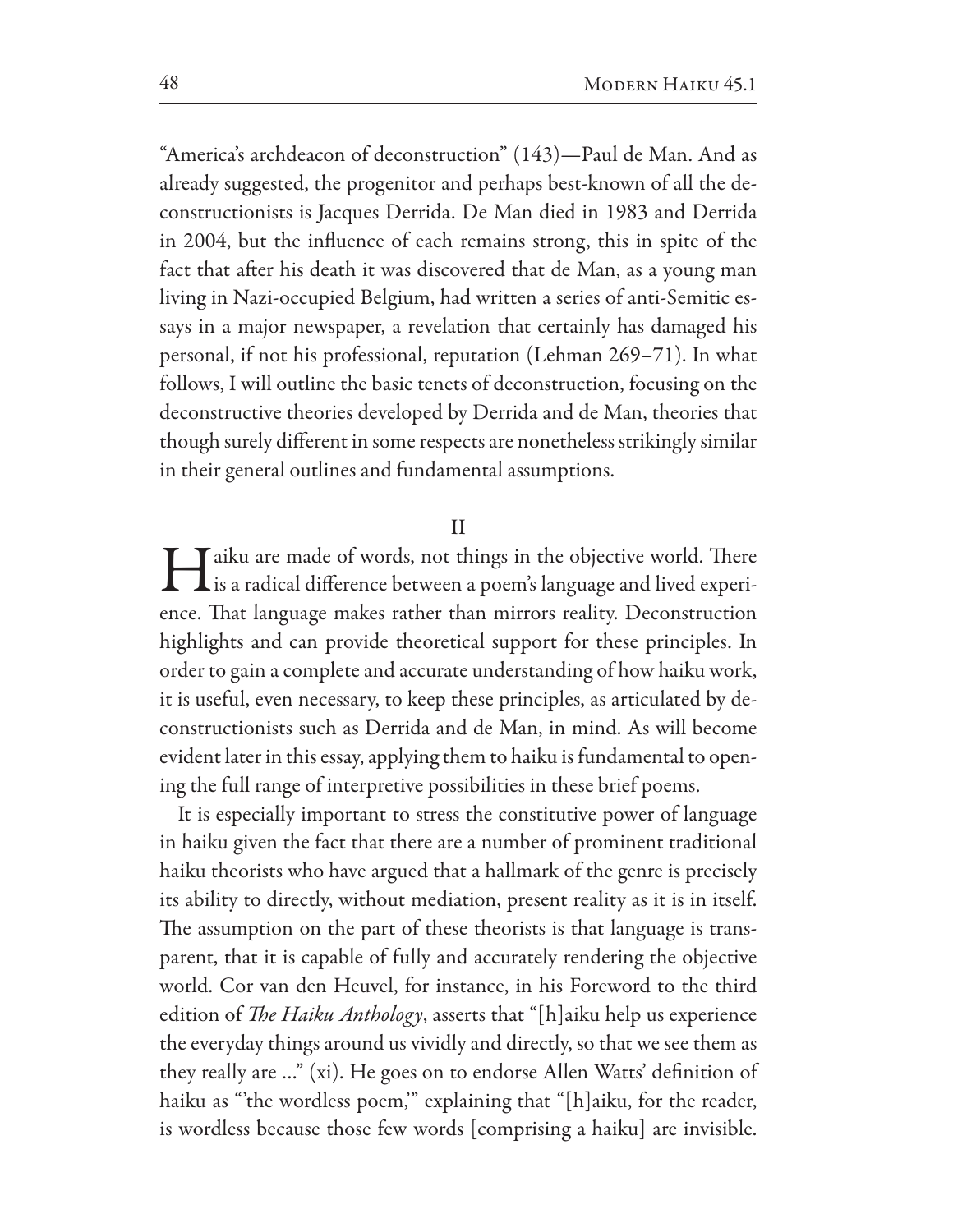"America's archdeacon of deconstruction" (143)—Paul de Man. And as already suggested, the progenitor and perhaps best-known of all the deconstructionists is Jacques Derrida. De Man died in 1983 and Derrida in 2004, but the influence of each remains strong, this in spite of the fact that after his death it was discovered that de Man, as a young man living in Nazi-occupied Belgium, had written a series of anti-Semitic essays in a major newspaper, a revelation that certainly has damaged his personal, if not his professional, reputation (Lehman 269–71). In what follows, I will outline the basic tenets of deconstruction, focusing on the deconstructive theories developed by Derrida and de Man, theories that though surely different in some respects are nonetheless strikingly similar in their general outlines and fundamental assumptions.

## II

Haiku are made of words, not things in the objective world. There is a radical difference between a poem's language and lived experience. That language makes rather than mirrors reality. Deconstruction highlights and can provide theoretical support for these principles. In order to gain a complete and accurate understanding of how haiku work, it is useful, even necessary, to keep these principles, as articulated by deconstructionists such as Derrida and de Man, in mind. As will become evident later in this essay, applying them to haiku is fundamental to opening the full range of interpretive possibilities in these brief poems.

It is especially important to stress the constitutive power of language in haiku given the fact that there are a number of prominent traditional haiku theorists who have argued that a hallmark of the genre is precisely its ability to directly, without mediation, present reality as it is in itself. The assumption on the part of these theorists is that language is transparent, that it is capable of fully and accurately rendering the objective world. Cor van den Heuvel, for instance, in his Foreword to the third edition of *The Haiku Anthology*, asserts that "[h]aiku help us experience the everyday things around us vividly and directly, so that we see them as they really are ..." (xi). He goes on to endorse Allen Watts' definition of haiku as "'the wordless poem,'" explaining that "[h]aiku, for the reader, is wordless because those few words [comprising a haiku] are invisible.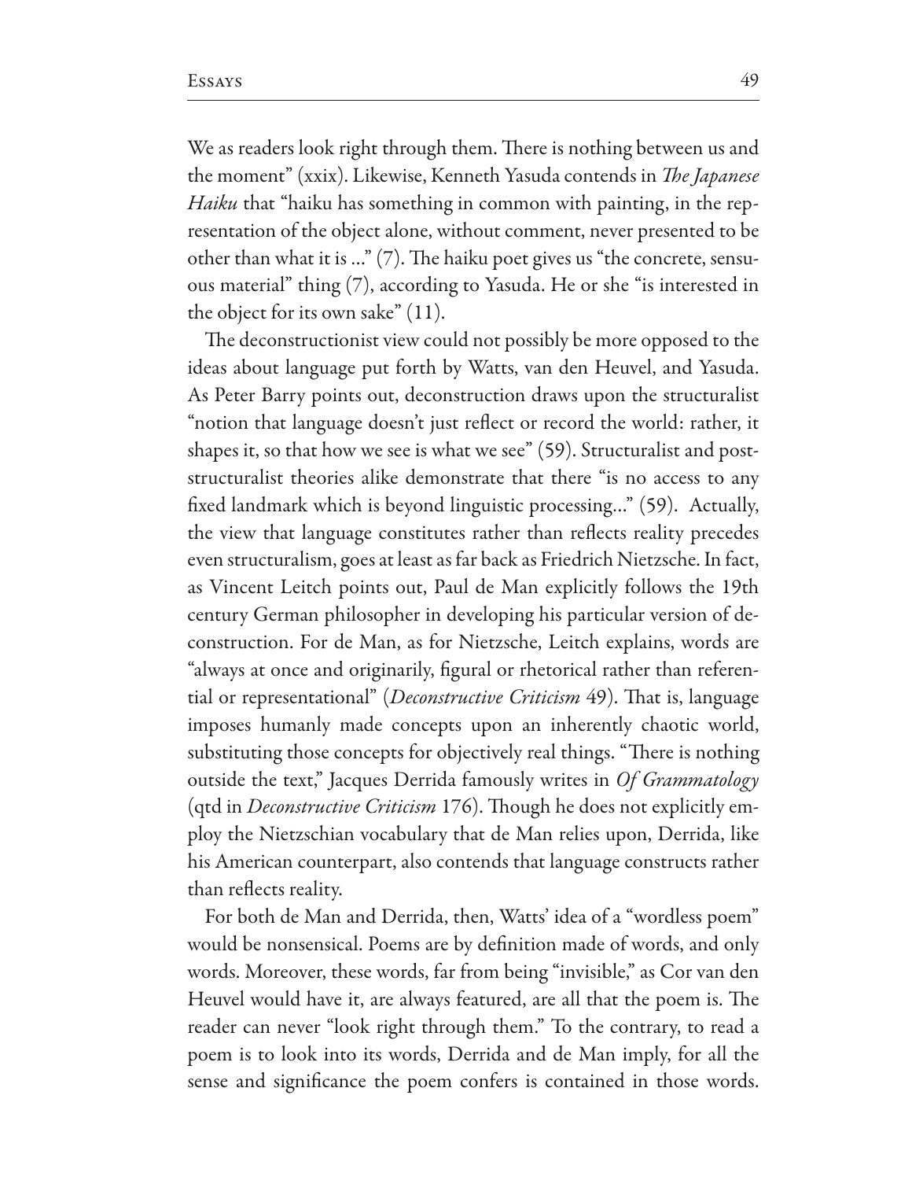We as readers look right through them. There is nothing between us and the moment" (xxix). Likewise, Kenneth Yasuda contends in *The Japanese Haiku* that "haiku has something in common with painting, in the representation of the object alone, without comment, never presented to be other than what it is ..." (7). The haiku poet gives us "the concrete, sensuous material" thing (7), according to Yasuda. He or she "is interested in the object for its own sake" (11).

The deconstructionist view could not possibly be more opposed to the ideas about language put forth by Watts, van den Heuvel, and Yasuda. As Peter Barry points out, deconstruction draws upon the structuralist "notion that language doesn't just reflect or record the world: rather, it shapes it, so that how we see is what we see" (59). Structuralist and post-structuralist theories alike demonstrate that there "is no access to any fixed landmark which is beyond linguistic processing..." (59). Actually, the view that language constitutes rather than reflects reality precedes even structuralism, goes at least as far back as Friedrich Nietzsche. In fact, as Vincent Leitch points out, Paul de Man explicitly follows the 19th century German philosopher in developing his particular version of deconstruction. For de Man, as for Nietzsche, Leitch explains, words are "always at once and originarily, figural or rhetorical rather than referential or representational" (*Deconstructive Criticism* 49). That is, language imposes humanly made concepts upon an inherently chaotic world, substituting those concepts for objectively real things. "There is nothing outside the text," Jacques Derrida famously writes in *Of Grammatology* (qtd in *Deconstructive Criticism* 176). Though he does not explicitly employ the Nietzschian vocabulary that de Man relies upon, Derrida, like his American counterpart, also contends that language constructs rather than reflects reality.

For both de Man and Derrida, then, Watts' idea of a "wordless poem" would be nonsensical. Poems are by definition made of words, and only words. Moreover, these words, far from being "invisible," as Cor van den Heuvel would have it, are always featured, are all that the poem is. The reader can never "look right through them." To the contrary, to read a poem is to look into its words, Derrida and de Man imply, for all the sense and significance the poem confers is contained in those words.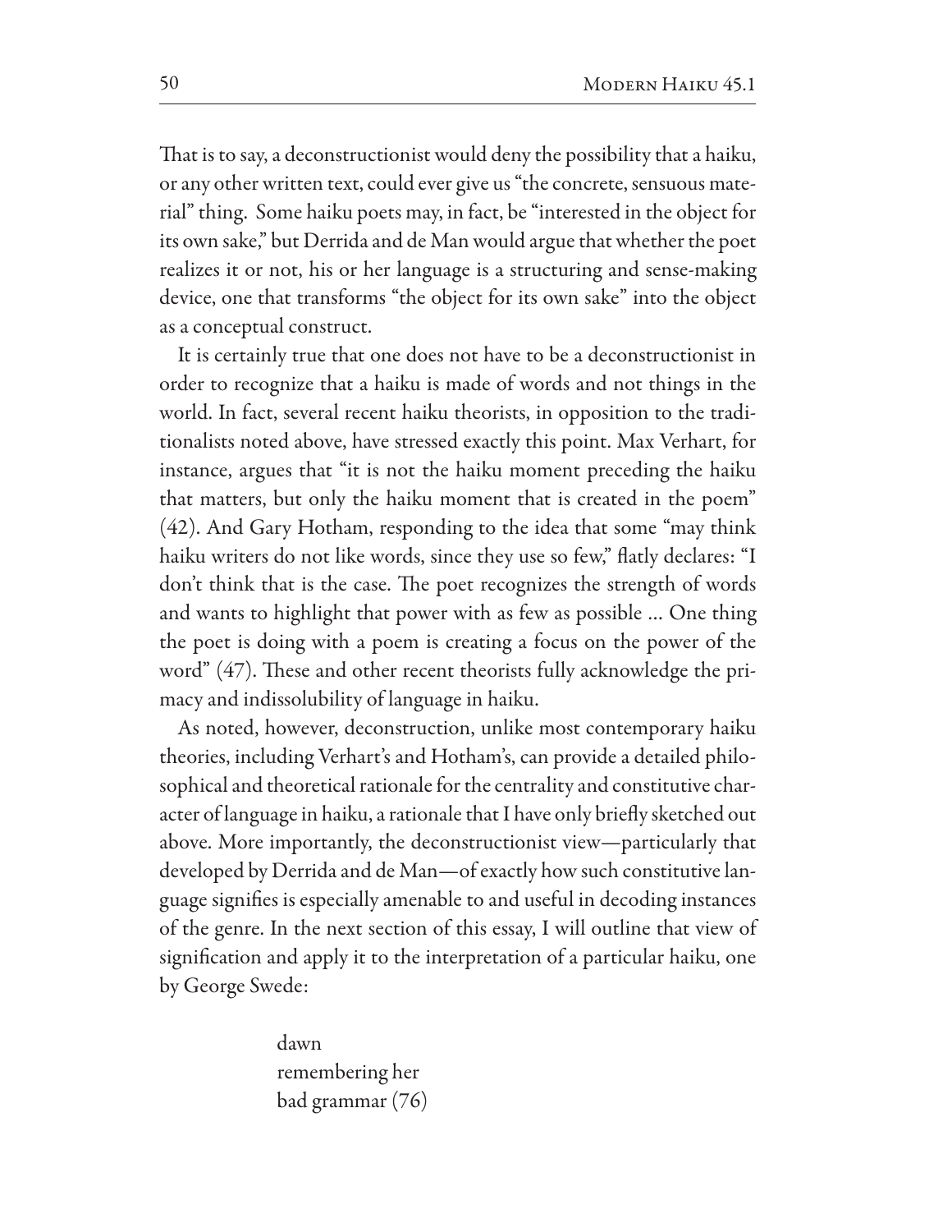That is to say, a deconstructionist would deny the possibility that a haiku, or any other written text, could ever give us "the concrete, sensuous material" thing. Some haiku poets may, in fact, be "interested in the object for its own sake," but Derrida and de Man would argue that whether the poet realizes it or not, his or her language is a structuring and sense-making device, one that transforms "the object for its own sake" into the object as a conceptual construct.

It is certainly true that one does not have to be a deconstructionist in order to recognize that a haiku is made of words and not things in the world. In fact, several recent haiku theorists, in opposition to the traditionalists noted above, have stressed exactly this point. Max Verhart, for instance, argues that "it is not the haiku moment preceding the haiku that matters, but only the haiku moment that is created in the poem" (42). And Gary Hotham, responding to the idea that some "may think haiku writers do not like words, since they use so few," flatly declares: "I don't think that is the case. The poet recognizes the strength of words and wants to highlight that power with as few as possible … One thing the poet is doing with a poem is creating a focus on the power of the word" (47). These and other recent theorists fully acknowledge the primacy and indissolubility of language in haiku.

As noted, however, deconstruction, unlike most contemporary haiku theories, including Verhart's and Hotham's, can provide a detailed philosophical and theoretical rationale for the centrality and constitutive character of language in haiku, a rationale that I have only briefly sketched out above. More importantly, the deconstructionist view—particularly that developed by Derrida and de Man—of exactly how such constitutive language signifies is especially amenable to and useful in decoding instances of the genre. In the next section of this essay, I will outline that view of signification and apply it to the interpretation of a particular haiku, one by George Swede:

> dawn
> remembering her
> bad grammar (76)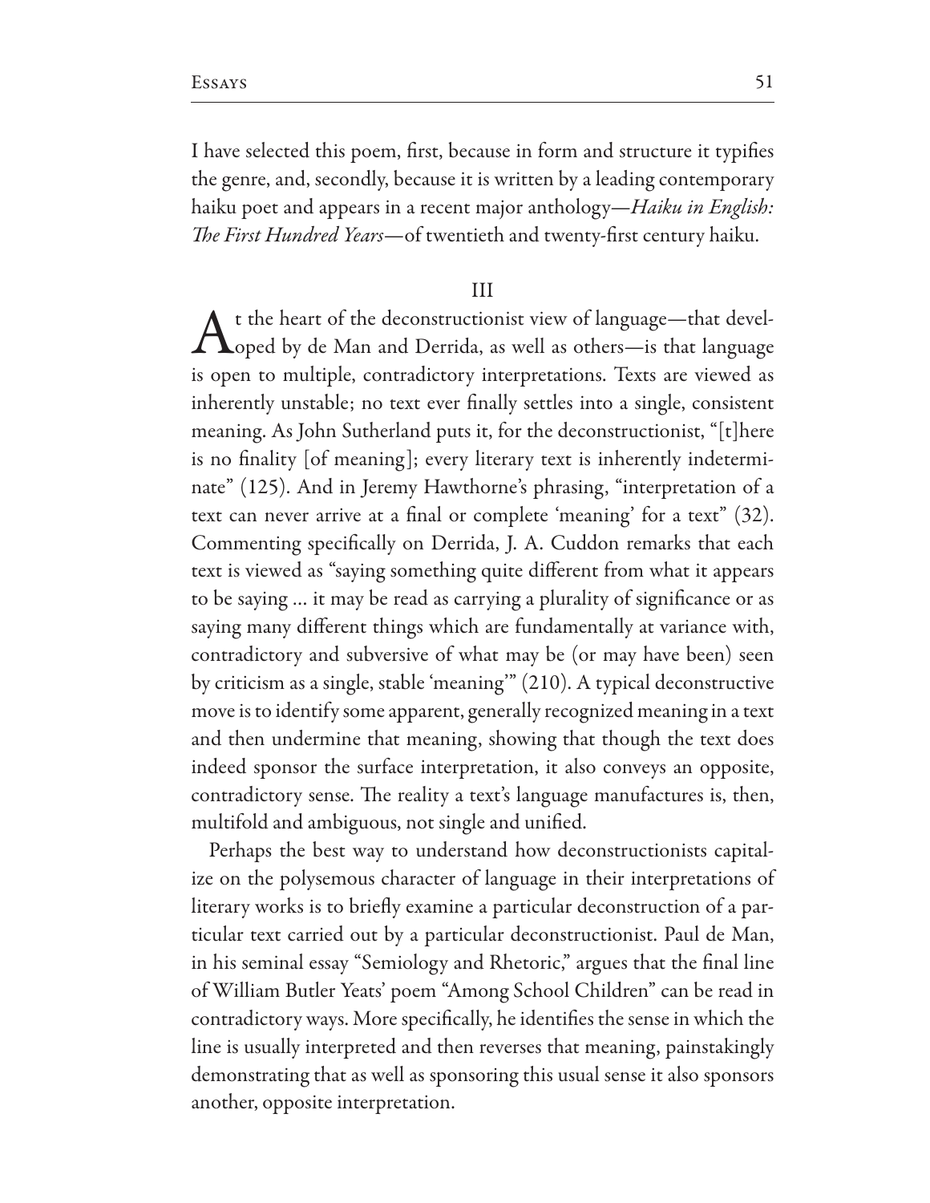I have selected this poem, first, because in form and structure it typifies the genre, and, secondly, because it is written by a leading contemporary haiku poet and appears in a recent major anthology—*Haiku in English: The First Hundred Years*—of twentieth and twenty-first century haiku.

## III

At the heart of the deconstructionist view of language—that developed by de Man and Derrida, as well as others—is that language is open to multiple, contradictory interpretations. Texts are viewed as inherently unstable; no text ever finally settles into a single, consistent meaning. As John Sutherland puts it, for the deconstructionist, "[t]here is no finality [of meaning]; every literary text is inherently indeterminate" (125). And in Jeremy Hawthorne's phrasing, "interpretation of a text can never arrive at a final or complete 'meaning' for a text" (32). Commenting specifically on Derrida, J. A. Cuddon remarks that each text is viewed as "saying something quite different from what it appears to be saying ... it may be read as carrying a plurality of significance or as saying many different things which are fundamentally at variance with, contradictory and subversive of what may be (or may have been) seen by criticism as a single, stable 'meaning'" (210). A typical deconstructive move is to identify some apparent, generally recognized meaning in a text and then undermine that meaning, showing that though the text does indeed sponsor the surface interpretation, it also conveys an opposite, contradictory sense. The reality a text's language manufactures is, then, multifold and ambiguous, not single and unified.

Perhaps the best way to understand how deconstructionists capitalize on the polysemous character of language in their interpretations of literary works is to briefly examine a particular deconstruction of a particular text carried out by a particular deconstructionist. Paul de Man, in his seminal essay "Semiology and Rhetoric," argues that the final line of William Butler Yeats' poem "Among School Children" can be read in contradictory ways. More specifically, he identifies the sense in which the line is usually interpreted and then reverses that meaning, painstakingly demonstrating that as well as sponsoring this usual sense it also sponsors another, opposite interpretation.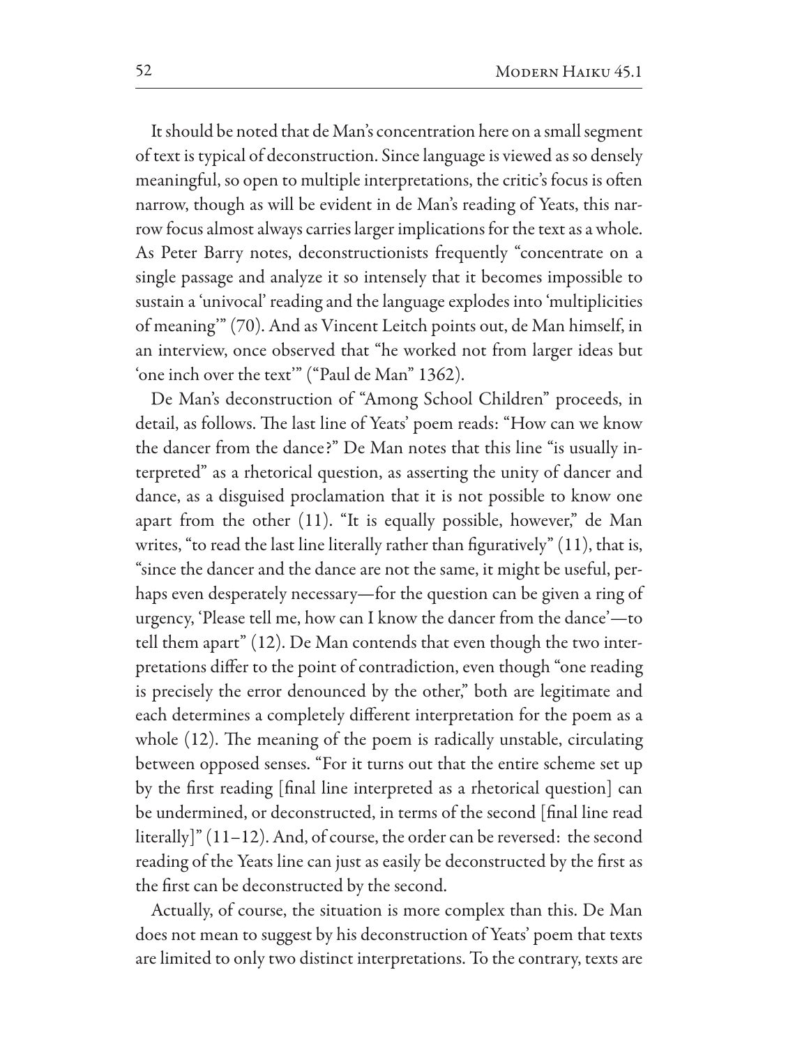It should be noted that de Man's concentration here on a small segment of text is typical of deconstruction. Since language is viewed as so densely meaningful, so open to multiple interpretations, the critic's focus is often narrow, though as will be evident in de Man's reading of Yeats, this narrow focus almost always carries larger implications for the text as a whole. As Peter Barry notes, deconstructionists frequently "concentrate on a single passage and analyze it so intensely that it becomes impossible to sustain a 'univocal' reading and the language explodes into 'multiplicities of meaning'" (70). And as Vincent Leitch points out, de Man himself, in an interview, once observed that "he worked not from larger ideas but 'one inch over the text'" ("Paul de Man" 1362).

De Man's deconstruction of "Among School Children" proceeds, in detail, as follows. The last line of Yeats' poem reads: "How can we know the dancer from the dance?" De Man notes that this line "is usually interpreted" as a rhetorical question, as asserting the unity of dancer and dance, as a disguised proclamation that it is not possible to know one apart from the other (11). "It is equally possible, however," de Man writes, "to read the last line literally rather than figuratively" (11), that is, "since the dancer and the dance are not the same, it might be useful, perhaps even desperately necessary—for the question can be given a ring of urgency, 'Please tell me, how can I know the dancer from the dance'—to tell them apart" (12). De Man contends that even though the two interpretations differ to the point of contradiction, even though "one reading is precisely the error denounced by the other," both are legitimate and each determines a completely different interpretation for the poem as a whole (12). The meaning of the poem is radically unstable, circulating between opposed senses. "For it turns out that the entire scheme set up by the first reading [final line interpreted as a rhetorical question] can be undermined, or deconstructed, in terms of the second [final line read literally]" (11–12). And, of course, the order can be reversed: the second reading of the Yeats line can just as easily be deconstructed by the first as the first can be deconstructed by the second.

Actually, of course, the situation is more complex than this. De Man does not mean to suggest by his deconstruction of Yeats' poem that texts are limited to only two distinct interpretations. To the contrary, texts are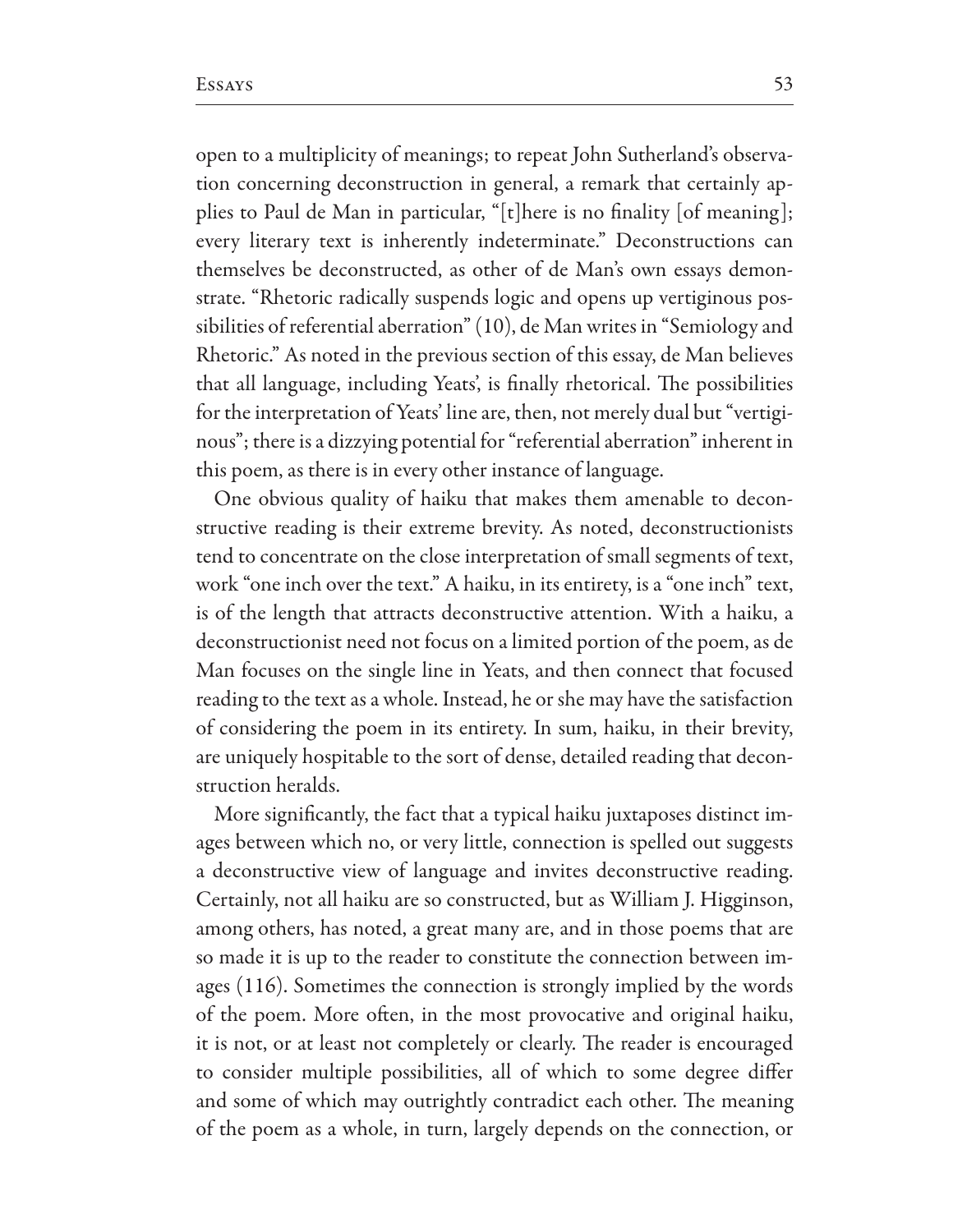open to a multiplicity of meanings; to repeat John Sutherland's observation concerning deconstruction in general, a remark that certainly applies to Paul de Man in particular, "[t]here is no finality [of meaning]; every literary text is inherently indeterminate." Deconstructions can themselves be deconstructed, as other of de Man's own essays demonstrate. "Rhetoric radically suspends logic and opens up vertiginous possibilities of referential aberration" (10), de Man writes in "Semiology and Rhetoric." As noted in the previous section of this essay, de Man believes that all language, including Yeats', is finally rhetorical. The possibilities for the interpretation of Yeats' line are, then, not merely dual but "vertiginous"; there is a dizzying potential for "referential aberration" inherent in this poem, as there is in every other instance of language.

One obvious quality of haiku that makes them amenable to deconstructive reading is their extreme brevity. As noted, deconstructionists tend to concentrate on the close interpretation of small segments of text, work "one inch over the text." A haiku, in its entirety, is a "one inch" text, is of the length that attracts deconstructive attention. With a haiku, a deconstructionist need not focus on a limited portion of the poem, as de Man focuses on the single line in Yeats, and then connect that focused reading to the text as a whole. Instead, he or she may have the satisfaction of considering the poem in its entirety. In sum, haiku, in their brevity, are uniquely hospitable to the sort of dense, detailed reading that deconstruction heralds.

More significantly, the fact that a typical haiku juxtaposes distinct images between which no, or very little, connection is spelled out suggests a deconstructive view of language and invites deconstructive reading. Certainly, not all haiku are so constructed, but as William J. Higginson, among others, has noted, a great many are, and in those poems that are so made it is up to the reader to constitute the connection between images (116). Sometimes the connection is strongly implied by the words of the poem. More often, in the most provocative and original haiku, it is not, or at least not completely or clearly. The reader is encouraged to consider multiple possibilities, all of which to some degree differ and some of which may outrightly contradict each other. The meaning of the poem as a whole, in turn, largely depends on the connection, or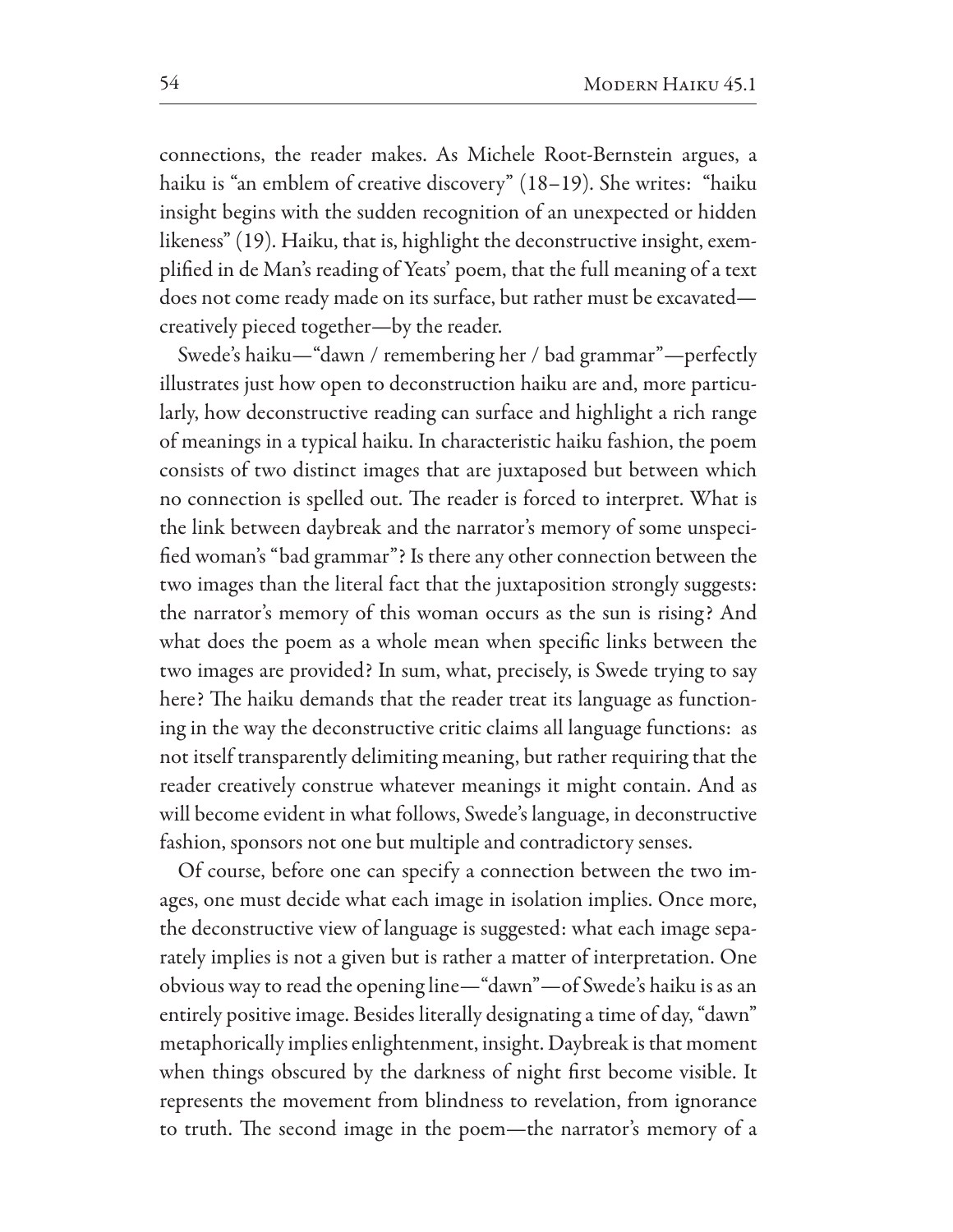connections, the reader makes. As Michele Root-Bernstein argues, a haiku is "an emblem of creative discovery" (18–19). She writes: "haiku insight begins with the sudden recognition of an unexpected or hidden likeness" (19). Haiku, that is, highlight the deconstructive insight, exemplified in de Man's reading of Yeats' poem, that the full meaning of a text does not come ready made on its surface, but rather must be excavated—creatively pieced together—by the reader.

Swede's haiku—"dawn / remembering her / bad grammar"—perfectly illustrates just how open to deconstruction haiku are and, more particularly, how deconstructive reading can surface and highlight a rich range of meanings in a typical haiku. In characteristic haiku fashion, the poem consists of two distinct images that are juxtaposed but between which no connection is spelled out. The reader is forced to interpret. What is the link between daybreak and the narrator's memory of some unspecified woman's "bad grammar"? Is there any other connection between the two images than the literal fact that the juxtaposition strongly suggests: the narrator's memory of this woman occurs as the sun is rising? And what does the poem as a whole mean when specific links between the two images are provided? In sum, what, precisely, is Swede trying to say here? The haiku demands that the reader treat its language as functioning in the way the deconstructive critic claims all language functions: as not itself transparently delimiting meaning, but rather requiring that the reader creatively construe whatever meanings it might contain. And as will become evident in what follows, Swede's language, in deconstructive fashion, sponsors not one but multiple and contradictory senses.

Of course, before one can specify a connection between the two images, one must decide what each image in isolation implies. Once more, the deconstructive view of language is suggested: what each image separately implies is not a given but is rather a matter of interpretation. One obvious way to read the opening line—"dawn"—of Swede's haiku is as an entirely positive image. Besides literally designating a time of day, "dawn" metaphorically implies enlightenment, insight. Daybreak is that moment when things obscured by the darkness of night first become visible. It represents the movement from blindness to revelation, from ignorance to truth. The second image in the poem—the narrator's memory of a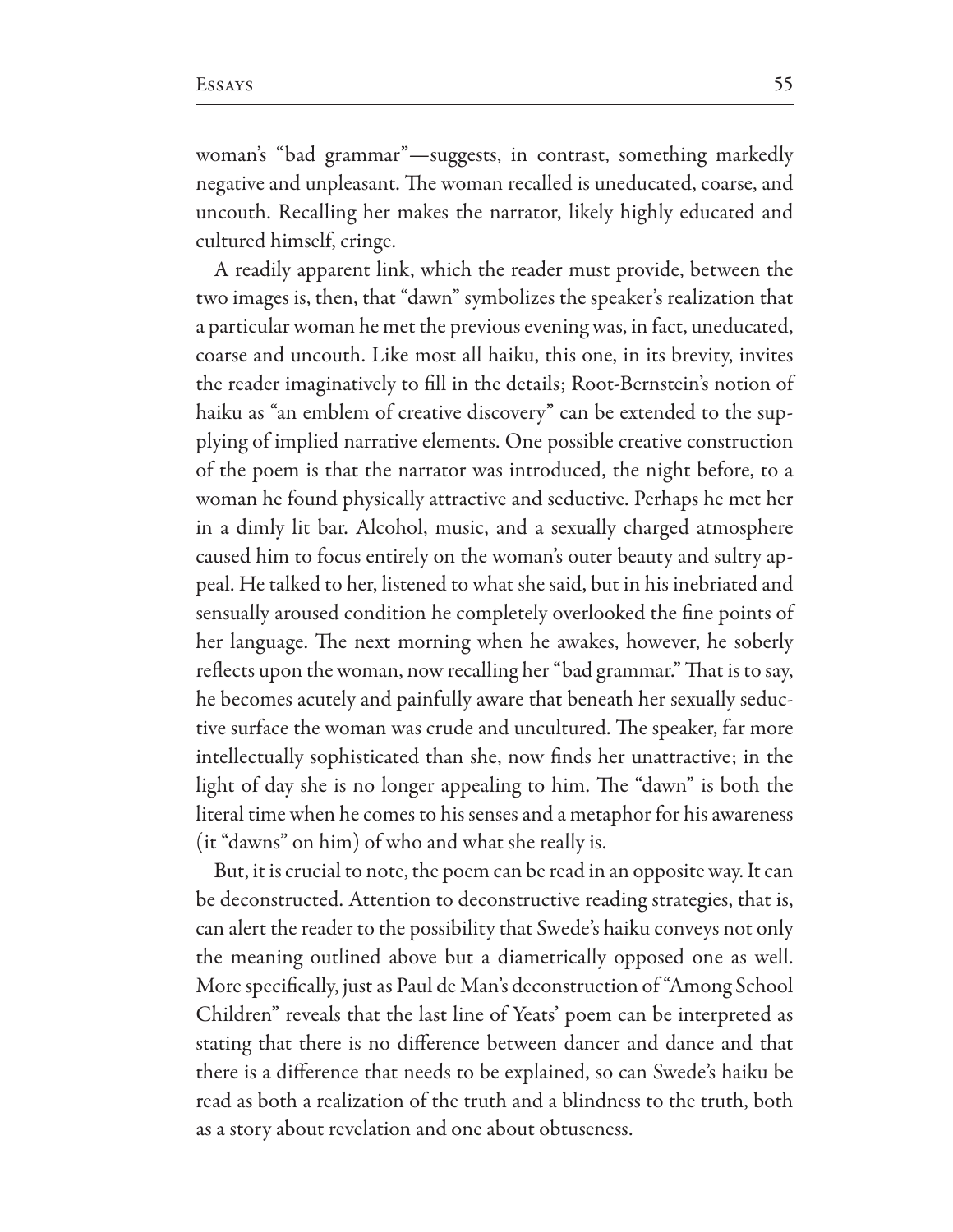woman's "bad grammar"—suggests, in contrast, something markedly negative and unpleasant. The woman recalled is uneducated, coarse, and uncouth. Recalling her makes the narrator, likely highly educated and cultured himself, cringe.

A readily apparent link, which the reader must provide, between the two images is, then, that "dawn" symbolizes the speaker's realization that a particular woman he met the previous evening was, in fact, uneducated, coarse and uncouth. Like most all haiku, this one, in its brevity, invites the reader imaginatively to fill in the details; Root-Bernstein's notion of haiku as "an emblem of creative discovery" can be extended to the supplying of implied narrative elements. One possible creative construction of the poem is that the narrator was introduced, the night before, to a woman he found physically attractive and seductive. Perhaps he met her in a dimly lit bar. Alcohol, music, and a sexually charged atmosphere caused him to focus entirely on the woman's outer beauty and sultry appeal. He talked to her, listened to what she said, but in his inebriated and sensually aroused condition he completely overlooked the fine points of her language. The next morning when he awakes, however, he soberly reflects upon the woman, now recalling her "bad grammar." That is to say, he becomes acutely and painfully aware that beneath her sexually seductive surface the woman was crude and uncultured. The speaker, far more intellectually sophisticated than she, now finds her unattractive; in the light of day she is no longer appealing to him. The "dawn" is both the literal time when he comes to his senses and a metaphor for his awareness (it "dawns" on him) of who and what she really is.

But, it is crucial to note, the poem can be read in an opposite way. It can be deconstructed. Attention to deconstructive reading strategies, that is, can alert the reader to the possibility that Swede's haiku conveys not only the meaning outlined above but a diametrically opposed one as well. More specifically, just as Paul de Man's deconstruction of "Among School Children" reveals that the last line of Yeats' poem can be interpreted as stating that there is no difference between dancer and dance and that there is a difference that needs to be explained, so can Swede's haiku be read as both a realization of the truth and a blindness to the truth, both as a story about revelation and one about obtuseness.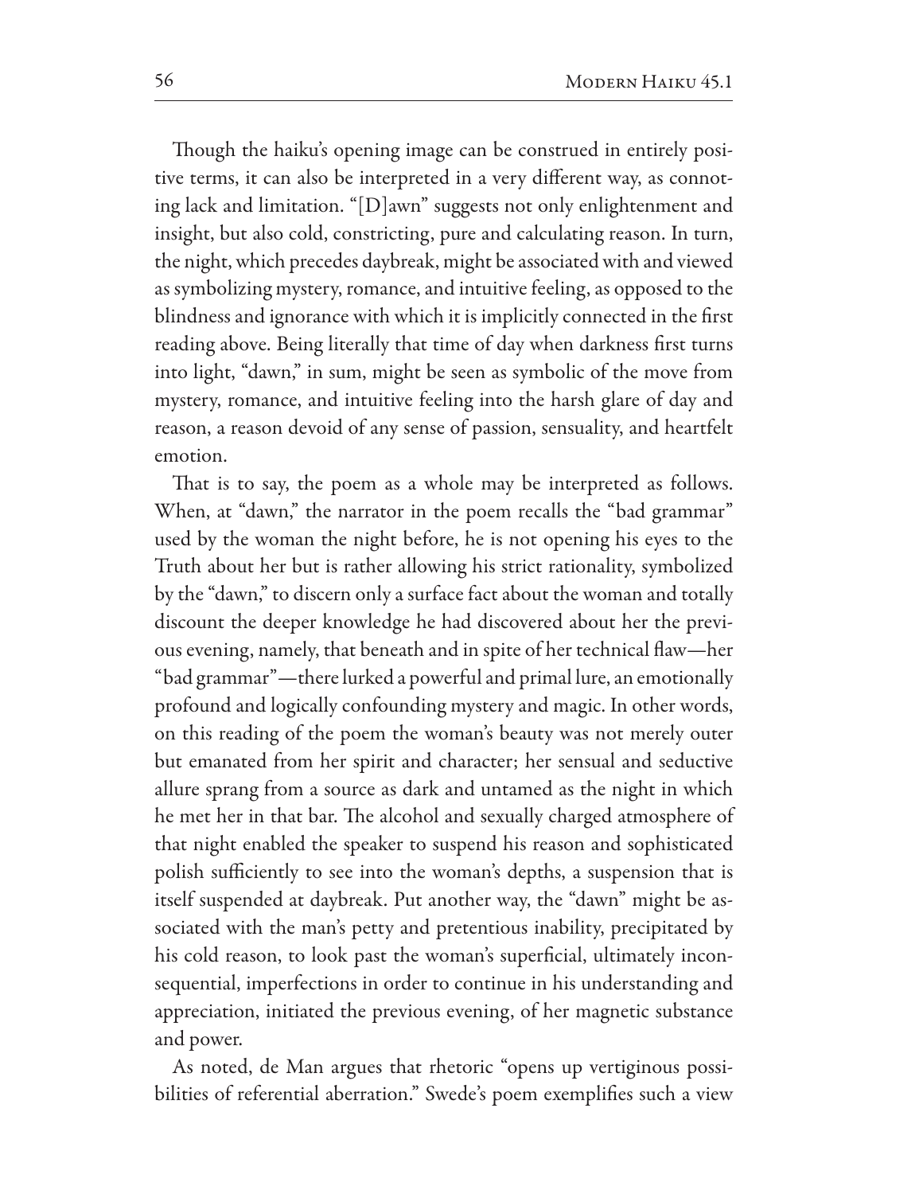Though the haiku's opening image can be construed in entirely positive terms, it can also be interpreted in a very different way, as connoting lack and limitation. "[D]awn" suggests not only enlightenment and insight, but also cold, constricting, pure and calculating reason. In turn, the night, which precedes daybreak, might be associated with and viewed as symbolizing mystery, romance, and intuitive feeling, as opposed to the blindness and ignorance with which it is implicitly connected in the first reading above. Being literally that time of day when darkness first turns into light, "dawn," in sum, might be seen as symbolic of the move from mystery, romance, and intuitive feeling into the harsh glare of day and reason, a reason devoid of any sense of passion, sensuality, and heartfelt emotion.

That is to say, the poem as a whole may be interpreted as follows. When, at "dawn," the narrator in the poem recalls the "bad grammar" used by the woman the night before, he is not opening his eyes to the Truth about her but is rather allowing his strict rationality, symbolized by the "dawn," to discern only a surface fact about the woman and totally discount the deeper knowledge he had discovered about her the previous evening, namely, that beneath and in spite of her technical flaw—her "bad grammar"—there lurked a powerful and primal lure, an emotionally profound and logically confounding mystery and magic. In other words, on this reading of the poem the woman's beauty was not merely outer but emanated from her spirit and character; her sensual and seductive allure sprang from a source as dark and untamed as the night in which he met her in that bar. The alcohol and sexually charged atmosphere of that night enabled the speaker to suspend his reason and sophisticated polish sufficiently to see into the woman's depths, a suspension that is itself suspended at daybreak. Put another way, the "dawn" might be associated with the man's petty and pretentious inability, precipitated by his cold reason, to look past the woman's superficial, ultimately inconsequential, imperfections in order to continue in his understanding and appreciation, initiated the previous evening, of her magnetic substance and power.

As noted, de Man argues that rhetoric "opens up vertiginous possibilities of referential aberration." Swede's poem exemplifies such a view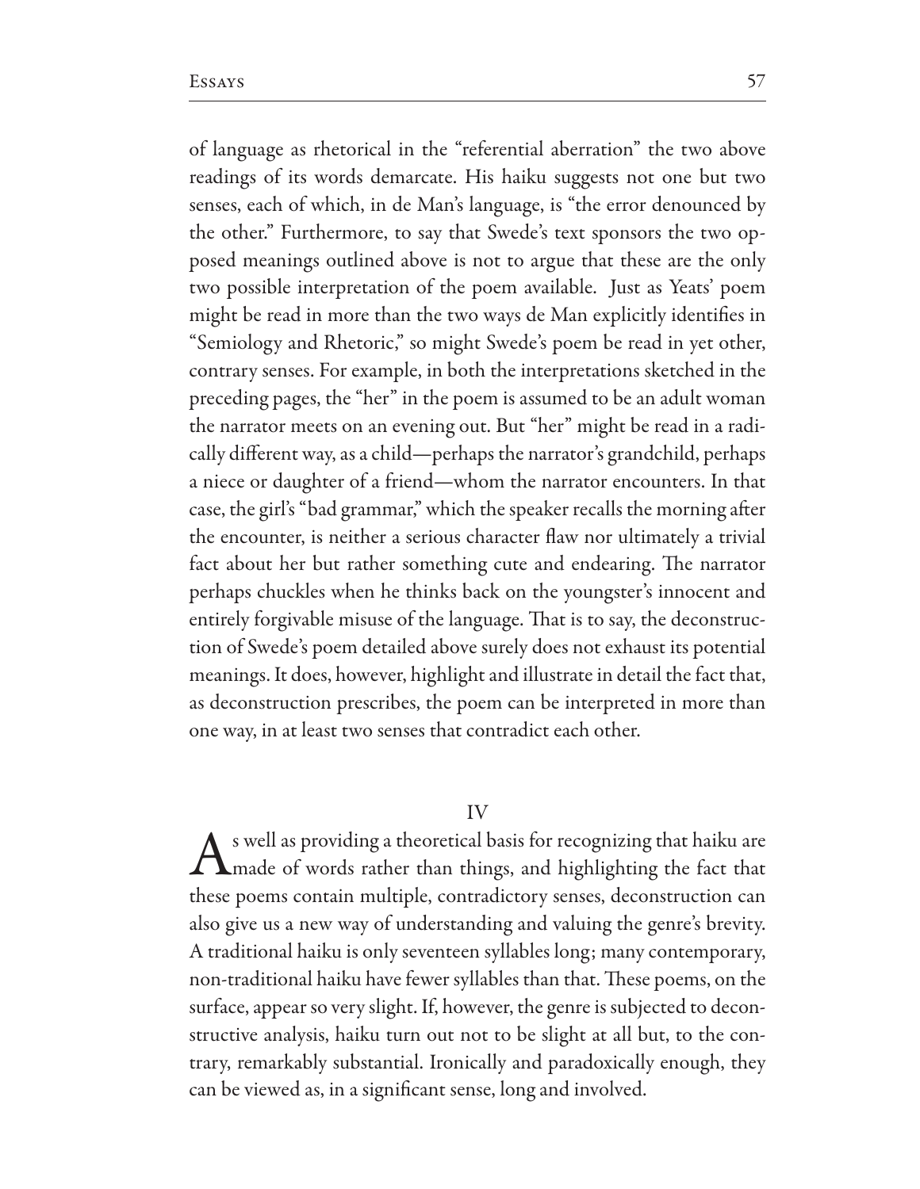of language as rhetorical in the "referential aberration" the two above readings of its words demarcate. His haiku suggests not one but two senses, each of which, in de Man's language, is "the error denounced by the other." Furthermore, to say that Swede's text sponsors the two opposed meanings outlined above is not to argue that these are the only two possible interpretation of the poem available. Just as Yeats' poem might be read in more than the two ways de Man explicitly identifies in "Semiology and Rhetoric," so might Swede's poem be read in yet other, contrary senses. For example, in both the interpretations sketched in the preceding pages, the "her" in the poem is assumed to be an adult woman the narrator meets on an evening out. But "her" might be read in a radically different way, as a child—perhaps the narrator's grandchild, perhaps a niece or daughter of a friend—whom the narrator encounters. In that case, the girl's "bad grammar," which the speaker recalls the morning after the encounter, is neither a serious character flaw nor ultimately a trivial fact about her but rather something cute and endearing. The narrator perhaps chuckles when he thinks back on the youngster's innocent and entirely forgivable misuse of the language. That is to say, the deconstruction of Swede's poem detailed above surely does not exhaust its potential meanings. It does, however, highlight and illustrate in detail the fact that, as deconstruction prescribes, the poem can be interpreted in more than one way, in at least two senses that contradict each other.

## IV

As well as providing a theoretical basis for recognizing that haiku are made of words rather than things, and highlighting the fact that these poems contain multiple, contradictory senses, deconstruction can also give us a new way of understanding and valuing the genre's brevity. A traditional haiku is only seventeen syllables long; many contemporary, non-traditional haiku have fewer syllables than that. These poems, on the surface, appear so very slight. If, however, the genre is subjected to deconstructive analysis, haiku turn out not to be slight at all but, to the contrary, remarkably substantial. Ironically and paradoxically enough, they can be viewed as, in a significant sense, long and involved.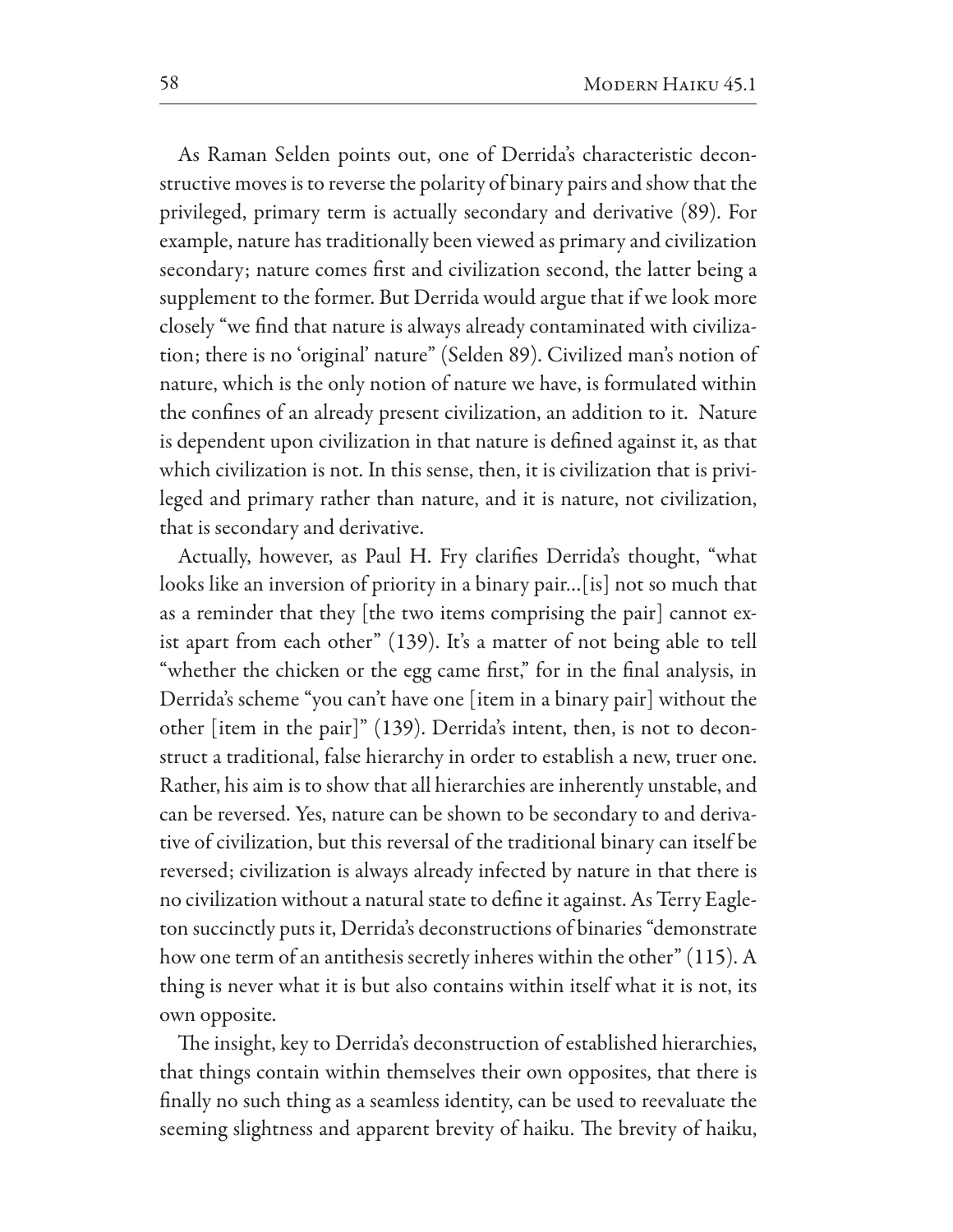As Raman Selden points out, one of Derrida's characteristic deconstructive moves is to reverse the polarity of binary pairs and show that the privileged, primary term is actually secondary and derivative (89). For example, nature has traditionally been viewed as primary and civilization secondary; nature comes first and civilization second, the latter being a supplement to the former. But Derrida would argue that if we look more closely "we find that nature is always already contaminated with civilization; there is no 'original' nature" (Selden 89). Civilized man's notion of nature, which is the only notion of nature we have, is formulated within the confines of an already present civilization, an addition to it. Nature is dependent upon civilization in that nature is defined against it, as that which civilization is not. In this sense, then, it is civilization that is privileged and primary rather than nature, and it is nature, not civilization, that is secondary and derivative.

Actually, however, as Paul H. Fry clarifies Derrida's thought, "what looks like an inversion of priority in a binary pair…[is] not so much that as a reminder that they [the two items comprising the pair] cannot exist apart from each other" (139). It's a matter of not being able to tell "whether the chicken or the egg came first," for in the final analysis, in Derrida's scheme "you can't have one [item in a binary pair] without the other [item in the pair]" (139). Derrida's intent, then, is not to deconstruct a traditional, false hierarchy in order to establish a new, truer one. Rather, his aim is to show that all hierarchies are inherently unstable, and can be reversed. Yes, nature can be shown to be secondary to and derivative of civilization, but this reversal of the traditional binary can itself be reversed; civilization is always already infected by nature in that there is no civilization without a natural state to define it against. As Terry Eagleton succinctly puts it, Derrida's deconstructions of binaries "demonstrate how one term of an antithesis secretly inheres within the other" (115). A thing is never what it is but also contains within itself what it is not, its own opposite.

The insight, key to Derrida's deconstruction of established hierarchies, that things contain within themselves their own opposites, that there is finally no such thing as a seamless identity, can be used to reevaluate the seeming slightness and apparent brevity of haiku. The brevity of haiku,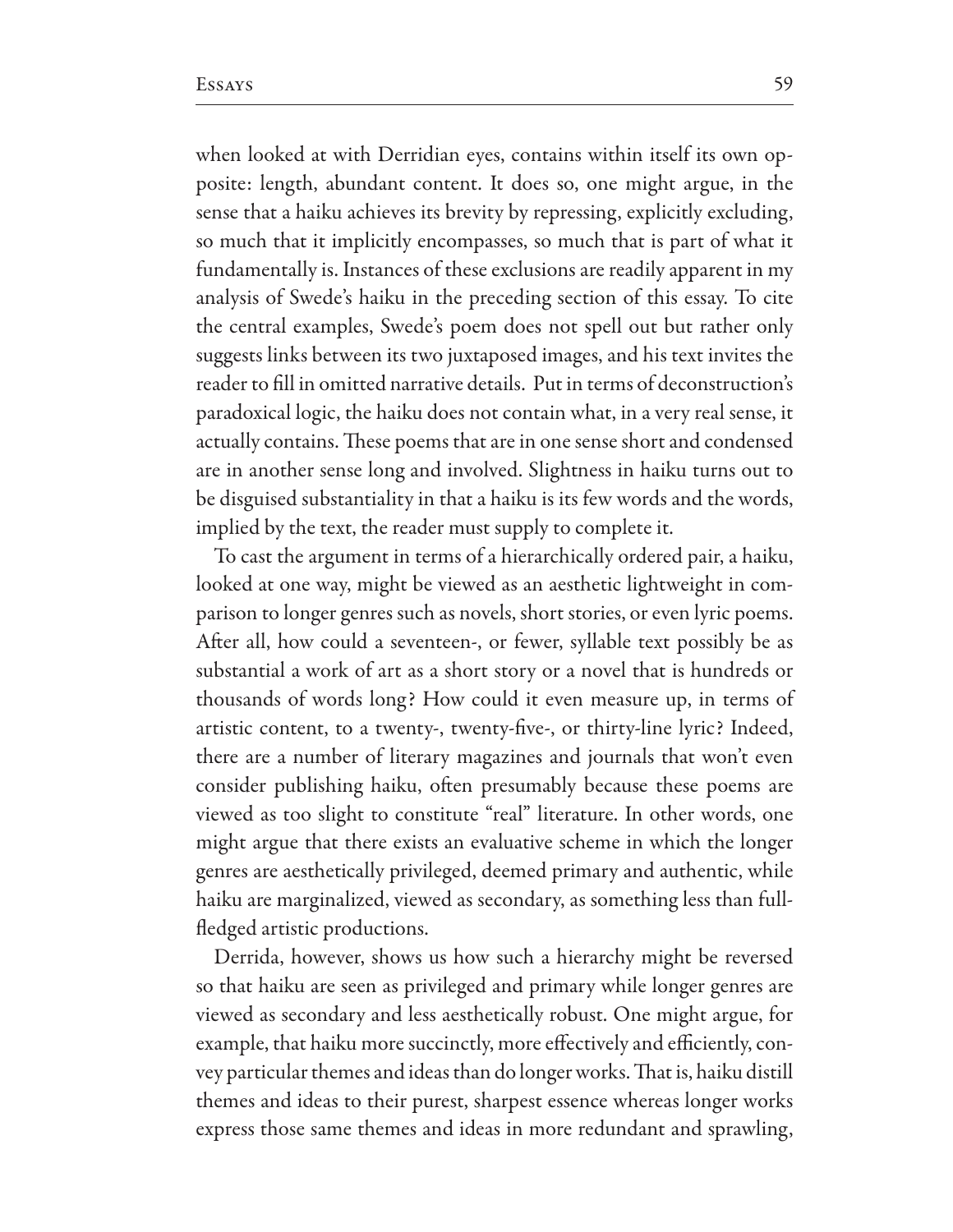when looked at with Derridian eyes, contains within itself its own opposite: length, abundant content. It does so, one might argue, in the sense that a haiku achieves its brevity by repressing, explicitly excluding, so much that it implicitly encompasses, so much that is part of what it fundamentally is. Instances of these exclusions are readily apparent in my analysis of Swede's haiku in the preceding section of this essay. To cite the central examples, Swede's poem does not spell out but rather only suggests links between its two juxtaposed images, and his text invites the reader to fill in omitted narrative details. Put in terms of deconstruction's paradoxical logic, the haiku does not contain what, in a very real sense, it actually contains. These poems that are in one sense short and condensed are in another sense long and involved. Slightness in haiku turns out to be disguised substantiality in that a haiku is its few words and the words, implied by the text, the reader must supply to complete it.

To cast the argument in terms of a hierarchically ordered pair, a haiku, looked at one way, might be viewed as an aesthetic lightweight in comparison to longer genres such as novels, short stories, or even lyric poems. After all, how could a seventeen-, or fewer, syllable text possibly be as substantial a work of art as a short story or a novel that is hundreds or thousands of words long? How could it even measure up, in terms of artistic content, to a twenty-, twenty-five-, or thirty-line lyric? Indeed, there are a number of literary magazines and journals that won't even consider publishing haiku, often presumably because these poems are viewed as too slight to constitute "real" literature. In other words, one might argue that there exists an evaluative scheme in which the longer genres are aesthetically privileged, deemed primary and authentic, while haiku are marginalized, viewed as secondary, as something less than full-fledged artistic productions.

Derrida, however, shows us how such a hierarchy might be reversed so that haiku are seen as privileged and primary while longer genres are viewed as secondary and less aesthetically robust. One might argue, for example, that haiku more succinctly, more effectively and efficiently, convey particular themes and ideas than do longer works. That is, haiku distill themes and ideas to their purest, sharpest essence whereas longer works express those same themes and ideas in more redundant and sprawling,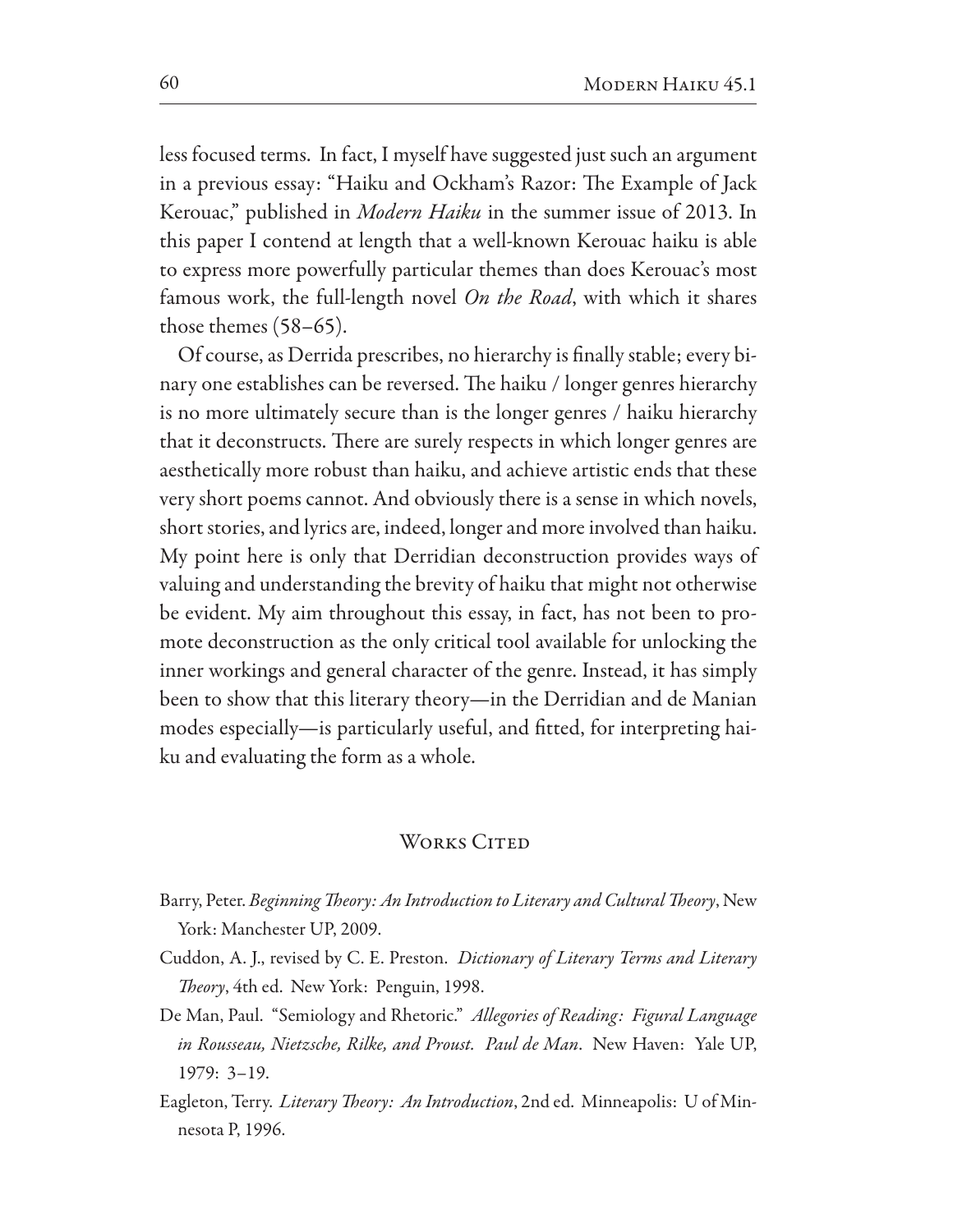less focused terms. In fact, I myself have suggested just such an argument in a previous essay: "Haiku and Ockham's Razor: The Example of Jack Kerouac," published in *Modern Haiku* in the summer issue of 2013. In this paper I contend at length that a well-known Kerouac haiku is able to express more powerfully particular themes than does Kerouac's most famous work, the full-length novel *On the Road*, with which it shares those themes (58–65).

Of course, as Derrida prescribes, no hierarchy is finally stable; every binary one establishes can be reversed. The haiku / longer genres hierarchy is no more ultimately secure than is the longer genres / haiku hierarchy that it deconstructs. There are surely respects in which longer genres are aesthetically more robust than haiku, and achieve artistic ends that these very short poems cannot. And obviously there is a sense in which novels, short stories, and lyrics are, indeed, longer and more involved than haiku. My point here is only that Derridian deconstruction provides ways of valuing and understanding the brevity of haiku that might not otherwise be evident. My aim throughout this essay, in fact, has not been to promote deconstruction as the only critical tool available for unlocking the inner workings and general character of the genre. Instead, it has simply been to show that this literary theory—in the Derridian and de Manian modes especially—is particularly useful, and fitted, for interpreting haiku and evaluating the form as a whole.

## Works Cited

Barry, Peter. *Beginning Theory: An Introduction to Literary and Cultural Theory*, New York: Manchester UP, 2009.

Cuddon, A. J., revised by C. E. Preston. *Dictionary of Literary Terms and Literary Theory*, 4th ed. New York: Penguin, 1998.

De Man, Paul. "Semiology and Rhetoric." *Allegories of Reading: Figural Language in Rousseau, Nietzsche, Rilke, and Proust. Paul de Man*. New Haven: Yale UP, 1979: 3–19.

Eagleton, Terry. *Literary Theory: An Introduction*, 2nd ed. Minneapolis: U of Minnesota P, 1996.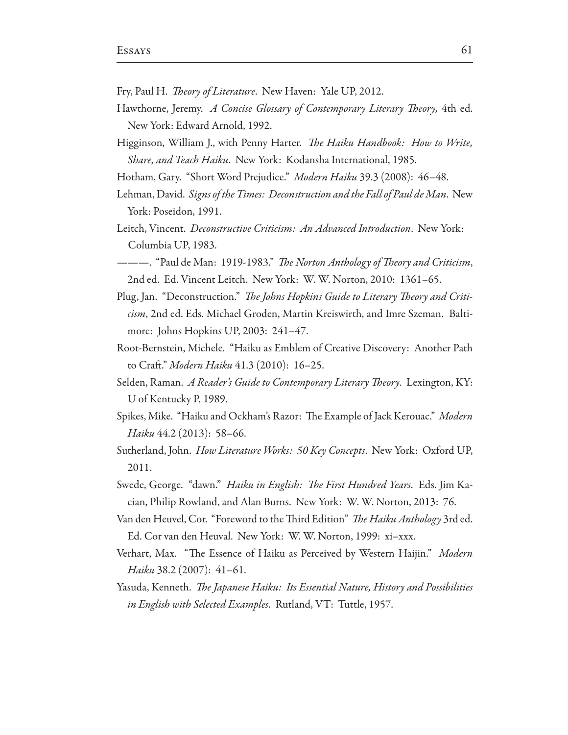Fry, Paul H. *Theory of Literature*. New Haven: Yale UP, 2012.

Hawthorne, Jeremy. *A Concise Glossary of Contemporary Literary Theory,* 4th ed. New York: Edward Arnold, 1992.

Higginson, William J., with Penny Harter. *The Haiku Handbook: How to Write, Share, and Teach Haiku*. New York: Kodansha International, 1985.

Hotham, Gary. "Short Word Prejudice." *Modern Haiku* 39.3 (2008): 46–48.

Lehman, David. *Signs of the Times: Deconstruction and the Fall of Paul de Man*. New York: Poseidon, 1991.

Leitch, Vincent. *Deconstructive Criticism: An Advanced Introduction*. New York: Columbia UP, 1983.

———. "Paul de Man: 1919-1983." *The Norton Anthology of Theory and Criticism*, 2nd ed. Ed. Vincent Leitch. New York: W. W. Norton, 2010: 1361–65.

Plug, Jan. "Deconstruction." *The Johns Hopkins Guide to Literary Theory and Criticism*, 2nd ed. Eds. Michael Groden, Martin Kreiswirth, and Imre Szeman. Baltimore: Johns Hopkins UP, 2003: 241–47.

Root-Bernstein, Michele. "Haiku as Emblem of Creative Discovery: Another Path to Craft." *Modern Haiku* 41.3 (2010): 16–25.

Selden, Raman. *A Reader's Guide to Contemporary Literary Theory*. Lexington, KY: U of Kentucky P, 1989.

Spikes, Mike. "Haiku and Ockham's Razor: The Example of Jack Kerouac." *Modern Haiku* 44.2 (2013): 58–66.

Sutherland, John. *How Literature Works: 50 Key Concepts*. New York: Oxford UP, 2011.

Swede, George. "dawn." *Haiku in English: The First Hundred Years*. Eds. Jim Kacian, Philip Rowland, and Alan Burns. New York: W. W. Norton, 2013: 76.

Van den Heuvel, Cor. "Foreword to the Third Edition" *The Haiku Anthology* 3rd ed. Ed. Cor van den Heuval. New York: W. W. Norton, 1999: xi–xxx.

Verhart, Max. "The Essence of Haiku as Perceived by Western Haijin." *Modern Haiku* 38.2 (2007): 41–61.

Yasuda, Kenneth. *The Japanese Haiku: Its Essential Nature, History and Possibilities in English with Selected Examples*. Rutland, VT: Tuttle, 1957.